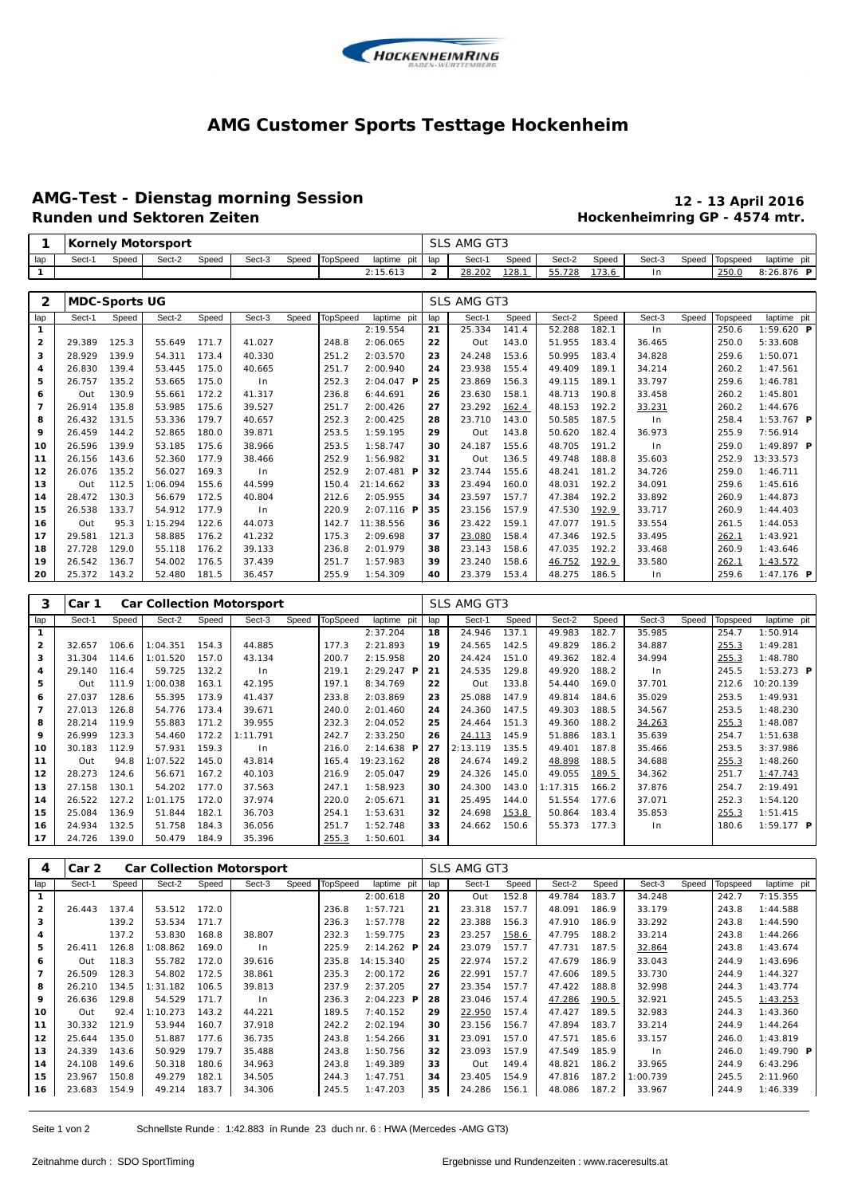# AMG Customer Sports Testtage Hockenheim

## AMG-Test - Dienstag morning Session

**Runden und Sektoren Zeiten**

**12 - 13 April 2016**

**Hockenheimring GP - 4574 mtr.**

| 1 | Kornely Motorsport | | | | | | | | SLS AMG GT3 | | | | | | | | |
|---|---|---|---|---|---|---|---|---|---|---|---|---|---|---|---|---|---|
| lap | Sect-1 | Speed | Sect-2 | Speed | Sect-3 | Speed | TopSpeed | laptime pit | lap | Sect-1 | Speed | Sect-2 | Speed | Sect-3 | Speed | Topspeed | laptime pit |
| 1 | | | | | | | | 2:15.613 | 2 | 28.202 | 128.1 | 55.728 | 173.6 | In | | 250.0 | 8:26.876 P |

| 2 | MDC-Sports UG | | | | | | | | SLS AMG GT3 | | | | | | | | |
|---|---|---|---|---|---|---|---|---|---|---|---|---|---|---|---|---|---|
| lap | Sect-1 | Speed | Sect-2 | Speed | Sect-3 | Speed | TopSpeed | laptime pit | lap | Sect-1 | Speed | Sect-2 | Speed | Sect-3 | Speed | Topspeed | laptime pit |
| 1 | | | | | | | | 2:19.554 | 21 | 25.334 | 141.4 | 52.288 | 182.1 | In | | 250.6 | 1:59.620 P |
| 2 | 29.389 | 125.3 | 55.649 | 171.7 | 41.027 | | 248.8 | 2:06.065 | 22 | Out | 143.0 | 51.955 | 183.4 | 36.465 | | 250.0 | 5:33.608 |
| 3 | 28.929 | 139.9 | 54.311 | 173.4 | 40.330 | | 251.2 | 2:03.570 | 23 | 24.248 | 153.6 | 50.995 | 183.4 | 34.828 | | 259.6 | 1:50.071 |
| 4 | 26.830 | 139.4 | 53.445 | 175.0 | 40.665 | | 251.7 | 2:00.940 | 24 | 23.938 | 155.4 | 49.409 | 189.1 | 34.214 | | 260.2 | 1:47.561 |
| 5 | 26.757 | 135.2 | 53.665 | 175.0 | In | | 252.3 | 2:04.047 P | 25 | 23.869 | 156.3 | 49.115 | 189.1 | 33.797 | | 259.6 | 1:46.781 |
| 6 | Out | 130.9 | 55.661 | 172.2 | 41.317 | | 236.8 | 6:44.691 | 26 | 23.630 | 158.1 | 48.713 | 190.8 | 33.458 | | 260.2 | 1:45.801 |
| 7 | 26.914 | 135.8 | 53.985 | 175.6 | 39.527 | | 251.7 | 2:00.426 | 27 | 23.292 | 162.4 | 48.153 | 192.2 | 33.231 | | 260.2 | 1:44.676 |
| 8 | 26.432 | 131.5 | 53.336 | 179.7 | 40.657 | | 252.3 | 2:00.425 | 28 | 23.710 | 143.0 | 50.585 | 187.5 | In | | 258.4 | 1:53.767 P |
| 9 | 26.459 | 144.2 | 52.865 | 180.0 | 39.871 | | 253.5 | 1:59.195 | 29 | Out | 143.8 | 50.620 | 182.4 | 36.973 | | 255.9 | 7:56.914 |
| 10 | 26.596 | 139.9 | 53.185 | 175.6 | 38.966 | | 253.5 | 1:58.747 | 30 | 24.187 | 155.6 | 48.705 | 191.2 | In | | 259.0 | 1:49.897 P |
| 11 | 26.156 | 143.6 | 52.360 | 177.9 | 38.466 | | 252.9 | 1:56.982 | 31 | Out | 136.5 | 49.748 | 188.8 | 35.603 | | 252.9 | 13:33.573 |
| 12 | 26.076 | 135.2 | 56.027 | 169.3 | In | | 252.9 | 2:07.481 P | 32 | 23.744 | 155.6 | 48.241 | 181.2 | 34.726 | | 259.0 | 1:46.711 |
| 13 | Out | 112.5 | 1:06.094 | 155.6 | 44.599 | | 150.4 | 21:14.662 | 33 | 23.494 | 160.0 | 48.031 | 192.2 | 34.091 | | 259.6 | 1:45.616 |
| 14 | 28.472 | 130.3 | 56.679 | 172.5 | 40.804 | | 212.6 | 2:05.955 | 34 | 23.597 | 157.7 | 47.384 | 192.2 | 33.892 | | 260.9 | 1:44.873 |
| 15 | 26.538 | 133.7 | 54.912 | 177.9 | In | | 220.9 | 2:07.116 P | 35 | 23.156 | 157.9 | 47.530 | 192.9 | 33.717 | | 260.9 | 1:44.403 |
| 16 | Out | 95.3 | 1:15.294 | 122.6 | 44.073 | | 142.7 | 11:38.556 | 36 | 23.422 | 159.1 | 47.077 | 191.5 | 33.554 | | 261.5 | 1:44.053 |
| 17 | 29.581 | 121.3 | 58.885 | 176.2 | 41.232 | | 175.3 | 2:09.698 | 37 | 23.080 | 158.4 | 47.346 | 192.5 | 33.495 | | 262.1 | 1:43.921 |
| 18 | 27.728 | 129.0 | 55.118 | 176.2 | 39.133 | | 236.8 | 2:01.979 | 38 | 23.143 | 158.6 | 47.035 | 192.2 | 33.468 | | 260.9 | 1:43.646 |
| 19 | 26.542 | 136.7 | 54.002 | 176.5 | 37.439 | | 251.7 | 1:57.983 | 39 | 23.240 | 158.6 | 46.752 | 192.9 | 33.580 | | 262.1 | 1:43.572 |
| 20 | 25.372 | 143.2 | 52.480 | 181.5 | 36.457 | | 255.9 | 1:54.309 | 40 | 23.379 | 153.4 | 48.275 | 186.5 | In | | 259.6 | 1:47.176 P |

| 3 | Car 1 | Car Collection Motorsport | | | | | | | SLS AMG GT3 | | | | | | | | |
|---|---|---|---|---|---|---|---|---|---|---|---|---|---|---|---|---|---|
| lap | Sect-1 | Speed | Sect-2 | Speed | Sect-3 | Speed | TopSpeed | laptime pit | lap | Sect-1 | Speed | Sect-2 | Speed | Sect-3 | Speed | Topspeed | laptime pit |
| 1 | | | | | | | | 2:37.204 | 18 | 24.946 | 137.1 | 49.983 | 182.7 | 35.985 | | 254.7 | 1:50.914 |
| 2 | 32.657 | 106.6 | 1:04.351 | 154.3 | 44.885 | | 177.3 | 2:21.893 | 19 | 24.565 | 142.5 | 49.829 | 186.2 | 34.887 | | 255.3 | 1:49.281 |
| 3 | 31.304 | 114.6 | 1:01.520 | 157.0 | 43.134 | | 200.7 | 2:15.958 | 20 | 24.424 | 151.0 | 49.362 | 182.4 | 34.994 | | 255.3 | 1:48.780 |
| 4 | 29.140 | 116.4 | 59.725 | 132.2 | In | | 219.1 | 2:29.247 P | 21 | 24.535 | 129.8 | 49.920 | 188.2 | In | | 245.5 | 1:53.273 P |
| 5 | Out | 111.9 | 1:00.038 | 163.1 | 42.195 | | 197.1 | 8:34.769 | 22 | Out | 133.8 | 54.440 | 169.0 | 37.701 | | 212.6 | 10:20.139 |
| 6 | 27.037 | 128.6 | 55.395 | 173.9 | 41.437 | | 233.8 | 2:03.869 | 23 | 25.088 | 147.9 | 49.814 | 184.6 | 35.029 | | 253.5 | 1:49.931 |
| 7 | 27.013 | 126.8 | 54.776 | 173.4 | 39.671 | | 240.0 | 2:01.460 | 24 | 24.360 | 147.5 | 49.303 | 188.5 | 34.567 | | 253.5 | 1:48.230 |
| 8 | 28.214 | 119.9 | 55.883 | 171.2 | 39.955 | | 232.3 | 2:04.052 | 25 | 24.464 | 151.3 | 49.360 | 188.2 | 34.263 | | 255.3 | 1:48.087 |
| 9 | 26.999 | 123.3 | 54.460 | 172.2 | 1:11.791 | | 242.7 | 2:33.250 | 26 | 24.113 | 145.9 | 51.886 | 183.1 | 35.639 | | 254.7 | 1:51.638 |
| 10 | 30.183 | 112.9 | 57.931 | 159.3 | In | | 216.0 | 2:14.638 P | 27 | 2:13.119 | 135.5 | 49.401 | 187.8 | 35.466 | | 253.5 | 3:37.986 |
| 11 | Out | 94.8 | 1:07.522 | 145.0 | 43.814 | | 165.4 | 19:23.162 | 28 | 24.674 | 149.2 | 48.898 | 188.5 | 34.688 | | 255.3 | 1:48.260 |
| 12 | 28.273 | 124.6 | 56.671 | 167.2 | 40.103 | | 216.9 | 2:05.047 | 29 | 24.326 | 145.0 | 49.055 | 189.5 | 34.362 | | 251.7 | 1:47.743 |
| 13 | 27.158 | 130.1 | 54.202 | 177.0 | 37.563 | | 247.1 | 1:58.923 | 30 | 24.300 | 143.0 | 1:17.315 | 166.2 | 37.876 | | 254.7 | 2:19.491 |
| 14 | 26.522 | 127.2 | 1:01.175 | 172.0 | 37.974 | | 220.0 | 2:05.671 | 31 | 25.495 | 144.0 | 51.554 | 177.6 | 37.071 | | 252.3 | 1:54.120 |
| 15 | 25.084 | 136.9 | 51.844 | 182.1 | 36.703 | | 254.1 | 1:53.631 | 32 | 24.698 | 153.8 | 50.864 | 183.4 | 35.853 | | 255.3 | 1:51.415 |
| 16 | 24.934 | 132.5 | 51.758 | 184.3 | 36.056 | | 251.7 | 1:52.748 | 33 | 24.662 | 150.6 | 55.373 | 177.3 | In | | 180.6 | 1:59.177 P |
| 17 | 24.726 | 139.0 | 50.479 | 184.9 | 35.396 | | 255.3 | 1:50.601 | 34 | | | | | | | | |

| 4 | Car 2 | Car Collection Motorsport | | | | | | | SLS AMG GT3 | | | | | | | | |
|---|---|---|---|---|---|---|---|---|---|---|---|---|---|---|---|---|---|
| lap | Sect-1 | Speed | Sect-2 | Speed | Sect-3 | Speed | TopSpeed | laptime pit | lap | Sect-1 | Speed | Sect-2 | Speed | Sect-3 | Speed | Topspeed | laptime pit |
| 1 | | | | | | | | 2:00.618 | 20 | Out | 152.8 | 49.784 | 183.7 | 34.248 | | 242.7 | 7:15.355 |
| 2 | 26.443 | 137.4 | 53.512 | 172.0 | | | 236.8 | 1:57.721 | 21 | 23.318 | 157.7 | 48.091 | 186.9 | 33.179 | | 243.8 | 1:44.588 |
| 3 | | 139.2 | 53.534 | 171.7 | | | 236.3 | 1:57.778 | 22 | 23.388 | 156.3 | 47.910 | 186.9 | 33.292 | | 243.8 | 1:44.590 |
| 4 | | 137.2 | 53.830 | 168.8 | 38.807 | | 232.3 | 1:59.775 | 23 | 23.257 | 158.6 | 47.795 | 188.2 | 33.214 | | 243.8 | 1:44.266 |
| 5 | 26.411 | 126.8 | 1:08.862 | 169.0 | In | | 225.9 | 2:14.262 P | 24 | 23.079 | 157.7 | 47.731 | 187.5 | 32.864 | | 243.8 | 1:43.674 |
| 6 | Out | 118.3 | 55.782 | 172.0 | 39.616 | | 235.8 | 14:15.340 | 25 | 22.974 | 157.2 | 47.679 | 186.9 | 33.043 | | 244.9 | 1:43.696 |
| 7 | 26.509 | 128.3 | 54.802 | 172.5 | 38.861 | | 235.3 | 2:00.172 | 26 | 22.991 | 157.7 | 47.606 | 189.5 | 33.730 | | 244.9 | 1:44.327 |
| 8 | 26.210 | 134.5 | 1:31.182 | 106.5 | 39.813 | | 237.9 | 2:37.205 | 27 | 23.354 | 157.7 | 47.422 | 188.8 | 32.998 | | 244.3 | 1:43.774 |
| 9 | 26.636 | 129.8 | 54.529 | 171.7 | In | | 236.3 | 2:04.223 P | 28 | 23.046 | 157.4 | 47.286 | 190.5 | 32.921 | | 245.5 | 1:43.253 |
| 10 | Out | 92.4 | 1:10.273 | 143.2 | 44.221 | | 189.5 | 7:40.152 | 29 | 22.950 | 157.4 | 47.427 | 189.5 | 32.983 | | 244.3 | 1:43.360 |
| 11 | 30.332 | 121.9 | 53.944 | 160.7 | 37.918 | | 242.2 | 2:02.194 | 30 | 23.156 | 156.7 | 47.894 | 183.7 | 33.214 | | 244.9 | 1:44.264 |
| 12 | 25.644 | 135.0 | 51.887 | 177.6 | 36.735 | | 243.8 | 1:54.266 | 31 | 23.091 | 157.0 | 47.571 | 185.6 | 33.157 | | 246.0 | 1:43.819 |
| 13 | 24.339 | 143.6 | 50.929 | 179.7 | 35.488 | | 243.8 | 1:50.756 | 32 | 23.093 | 157.9 | 47.549 | 185.9 | In | | 246.0 | 1:49.790 P |
| 14 | 24.108 | 149.6 | 50.318 | 180.6 | 34.963 | | 243.8 | 1:49.389 | 33 | Out | 149.4 | 48.821 | 186.2 | 33.965 | | 244.9 | 6:43.296 |
| 15 | 23.967 | 150.8 | 49.279 | 182.1 | 34.505 | | 244.3 | 1:47.751 | 34 | 23.405 | 154.9 | 47.816 | 187.2 | 1:00.739 | | 245.5 | 2:11.960 |
| 16 | 23.683 | 154.9 | 49.214 | 183.7 | 34.306 | | 245.5 | 1:47.203 | 35 | 24.286 | 156.1 | 48.086 | 187.2 | 33.967 | | 244.9 | 1:46.339 |

Schnellste Runde : 1:42.883 in Runde 23 duch nr. 6 : HWA (Mercedes -AMG GT3)

Zeitnahme durch : SDO SportTiming

Ergebnisse und Rundenzeiten : www.raceresults.at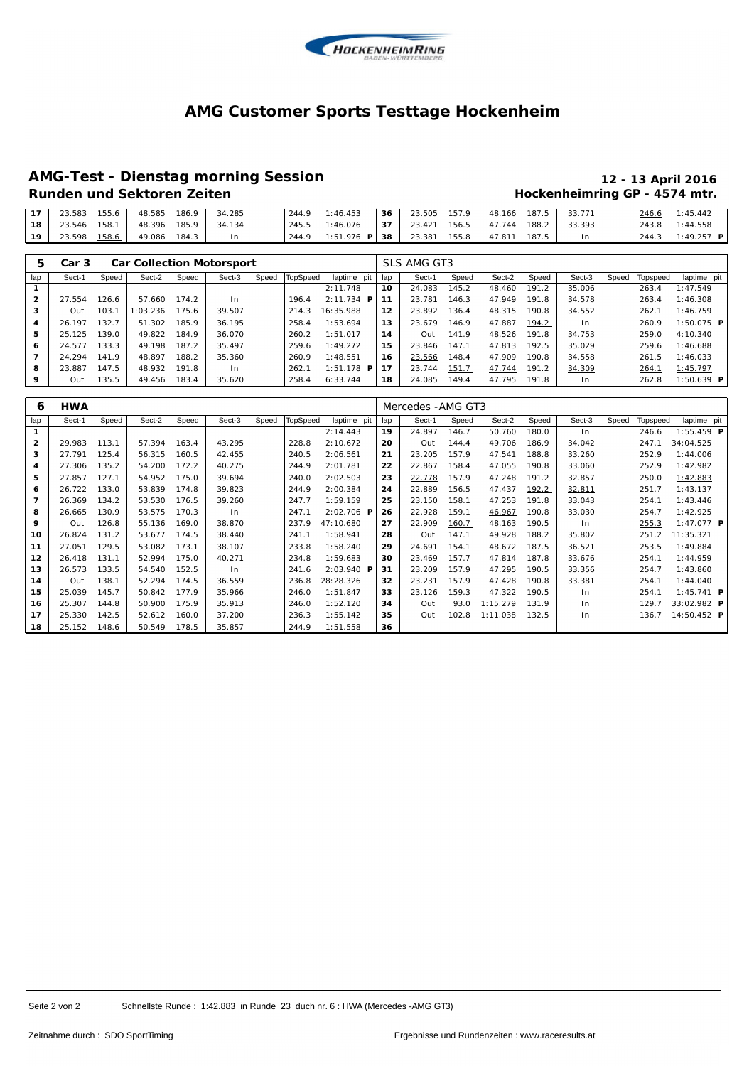# AMG Customer Sports Testtage Hockenheim

## AMG-Test - Dienstag morning Session

**Runden und Sektoren Zeiten**

**12 - 13 April 2016**

**Hockenheimring GP - 4574 mtr.**

| lap | Sect-1 | Speed | Sect-2 | Speed | Sect-3 | Speed | TopSpeed | laptime pit | lap | Sect-1 | Speed | Sect-2 | Speed | Sect-3 | Speed | Topspeed | laptime pit |
|---|---|---|---|---|---|---|---|---|---|---|---|---|---|---|---|---|---|
| 17 | 23.583 | 155.6 | 48.585 | 186.9 | 34.285 | | 244.9 | 1:46.453 | 36 | 23.505 | 157.9 | 48.166 | 187.5 | 33.771 | | 246.6 | 1:45.442 |
| 18 | 23.546 | 158.1 | 48.396 | 185.9 | 34.134 | | 245.5 | 1:46.076 | 37 | 23.421 | 156.5 | 47.744 | 188.2 | 33.393 | | 243.8 | 1:44.558 |
| 19 | 23.598 | 158.6 | 49.086 | 184.3 | In | | 244.9 | 1:51.976 P | 38 | 23.381 | 155.8 | 47.811 | 187.5 | In | | 244.3 | 1:49.257 P |

### 5 Car 3 — Car Collection Motorsport — SLS AMG GT3

| lap | Sect-1 | Speed | Sect-2 | Speed | Sect-3 | Speed | TopSpeed | laptime pit | lap | Sect-1 | Speed | Sect-2 | Speed | Sect-3 | Speed | Topspeed | laptime pit |
|---|---|---|---|---|---|---|---|---|---|---|---|---|---|---|---|---|---|
| 1 | | | | | | | | 2:11.748 | 10 | 24.083 | 145.2 | 48.460 | 191.2 | 35.006 | | 263.4 | 1:47.549 |
| 2 | 27.554 | 126.6 | 57.660 | 174.2 | In | | 196.4 | 2:11.734 P | 11 | 23.781 | 146.3 | 47.949 | 191.8 | 34.578 | | 263.4 | 1:46.308 |
| 3 | Out | 103.1 | 1:03.236 | 175.6 | 39.507 | | 214.3 | 16:35.988 | 12 | 23.892 | 136.4 | 48.315 | 190.8 | 34.552 | | 262.1 | 1:46.759 |
| 4 | 26.197 | 132.7 | 51.302 | 185.9 | 36.195 | | 258.4 | 1:53.694 | 13 | 23.679 | 146.9 | 47.887 | 194.2 | In | | 260.9 | 1:50.075 P |
| 5 | 25.125 | 139.0 | 49.822 | 184.9 | 36.070 | | 260.2 | 1:51.017 | 14 | Out | 141.9 | 48.526 | 191.8 | 34.753 | | 259.0 | 4:10.340 |
| 6 | 24.577 | 133.3 | 49.198 | 187.2 | 35.497 | | 259.6 | 1:49.272 | 15 | 23.846 | 147.1 | 47.813 | 192.5 | 35.029 | | 259.6 | 1:46.688 |
| 7 | 24.294 | 141.9 | 48.897 | 188.2 | 35.360 | | 260.9 | 1:48.551 | 16 | 23.566 | 148.4 | 47.909 | 190.8 | 34.558 | | 261.5 | 1:46.033 |
| 8 | 23.887 | 147.5 | 48.932 | 191.8 | In | | 262.1 | 1:51.178 P | 17 | 23.744 | 151.7 | 47.744 | 191.2 | 34.309 | | 264.1 | 1:45.797 |
| 9 | Out | 135.5 | 49.456 | 183.4 | 35.620 | | 258.4 | 6:33.744 | 18 | 24.085 | 149.4 | 47.795 | 191.8 | In | | 262.8 | 1:50.639 P |

### 6 HWA — Mercedes -AMG GT3

| lap | Sect-1 | Speed | Sect-2 | Speed | Sect-3 | Speed | TopSpeed | laptime pit | lap | Sect-1 | Speed | Sect-2 | Speed | Sect-3 | Speed | Topspeed | laptime pit |
|---|---|---|---|---|---|---|---|---|---|---|---|---|---|---|---|---|---|
| 1 | | | | | | | | 2:14.443 | 19 | 24.897 | 146.7 | 50.760 | 180.0 | In | | 246.6 | 1:55.459 P |
| 2 | 29.983 | 113.1 | 57.394 | 163.4 | 43.295 | | 228.8 | 2:10.672 | 20 | Out | 144.4 | 49.706 | 186.9 | 34.042 | | 247.1 | 34:04.525 |
| 3 | 27.791 | 125.4 | 56.315 | 160.5 | 42.455 | | 240.5 | 2:06.561 | 21 | 23.205 | 157.9 | 47.541 | 188.8 | 33.260 | | 252.9 | 1:44.006 |
| 4 | 27.306 | 135.2 | 54.200 | 172.2 | 40.275 | | 244.9 | 2:01.781 | 22 | 22.867 | 158.4 | 47.055 | 190.8 | 33.060 | | 252.9 | 1:42.982 |
| 5 | 27.857 | 127.1 | 54.952 | 175.0 | 39.694 | | 240.0 | 2:02.503 | 23 | 22.778 | 157.9 | 47.248 | 191.2 | 32.857 | | 250.0 | 1:42.883 |
| 6 | 26.722 | 133.0 | 53.839 | 174.8 | 39.823 | | 244.9 | 2:00.384 | 24 | 22.889 | 156.5 | 47.437 | 192.2 | 32.811 | | 251.7 | 1:43.137 |
| 7 | 26.369 | 134.2 | 53.530 | 176.5 | 39.260 | | 247.7 | 1:59.159 | 25 | 23.150 | 158.1 | 47.253 | 191.8 | 33.043 | | 254.1 | 1:43.446 |
| 8 | 26.665 | 130.9 | 53.575 | 170.3 | In | | 247.1 | 2:02.706 P | 26 | 22.928 | 159.1 | 46.967 | 190.8 | 33.030 | | 254.7 | 1:42.925 |
| 9 | Out | 126.8 | 55.136 | 169.0 | 38.870 | | 237.9 | 47:10.680 | 27 | 22.909 | 160.7 | 48.163 | 190.5 | In | | 255.3 | 1:47.077 P |
| 10 | 26.824 | 131.2 | 53.677 | 174.5 | 38.440 | | 241.1 | 1:58.941 | 28 | Out | 147.1 | 49.928 | 188.2 | 35.802 | | 251.2 | 11:35.321 |
| 11 | 27.051 | 129.5 | 53.082 | 173.1 | 38.107 | | 233.8 | 1:58.240 | 29 | 24.691 | 154.1 | 48.672 | 187.5 | 36.521 | | 253.5 | 1:49.884 |
| 12 | 26.418 | 131.1 | 52.994 | 175.0 | 40.271 | | 234.8 | 1:59.683 | 30 | 23.469 | 157.7 | 47.814 | 187.8 | 33.676 | | 254.1 | 1:44.959 |
| 13 | 26.573 | 133.5 | 54.540 | 152.5 | In | | 241.6 | 2:03.940 P | 31 | 23.209 | 157.9 | 47.295 | 190.5 | 33.356 | | 254.7 | 1:43.860 |
| 14 | Out | 138.1 | 52.294 | 174.5 | 36.559 | | 236.8 | 28:28.326 | 32 | 23.231 | 157.9 | 47.428 | 190.8 | 33.381 | | 254.1 | 1:44.040 |
| 15 | 25.039 | 145.7 | 50.842 | 177.9 | 35.966 | | 246.0 | 1:51.847 | 33 | 23.126 | 159.3 | 47.322 | 190.5 | In | | 254.1 | 1:45.741 P |
| 16 | 25.307 | 144.8 | 50.900 | 175.9 | 35.913 | | 246.0 | 1:52.120 | 34 | Out | 93.0 | 1:15.279 | 131.9 | In | | 129.7 | 33:02.982 P |
| 17 | 25.330 | 142.5 | 52.612 | 160.0 | 37.200 | | 236.3 | 1:55.142 | 35 | Out | 102.8 | 1:11.038 | 132.5 | In | | 136.7 | 14:50.452 P |
| 18 | 25.152 | 148.6 | 50.549 | 178.5 | 35.857 | | 244.9 | 1:51.558 | 36 | | | | | | | | |

Schnellste Runde : 1:42.883 in Runde 23 duch nr. 6 : HWA (Mercedes -AMG GT3)

Zeitnahme durch : SDO SportTiming

Ergebnisse und Rundenzeiten : www.raceresults.at